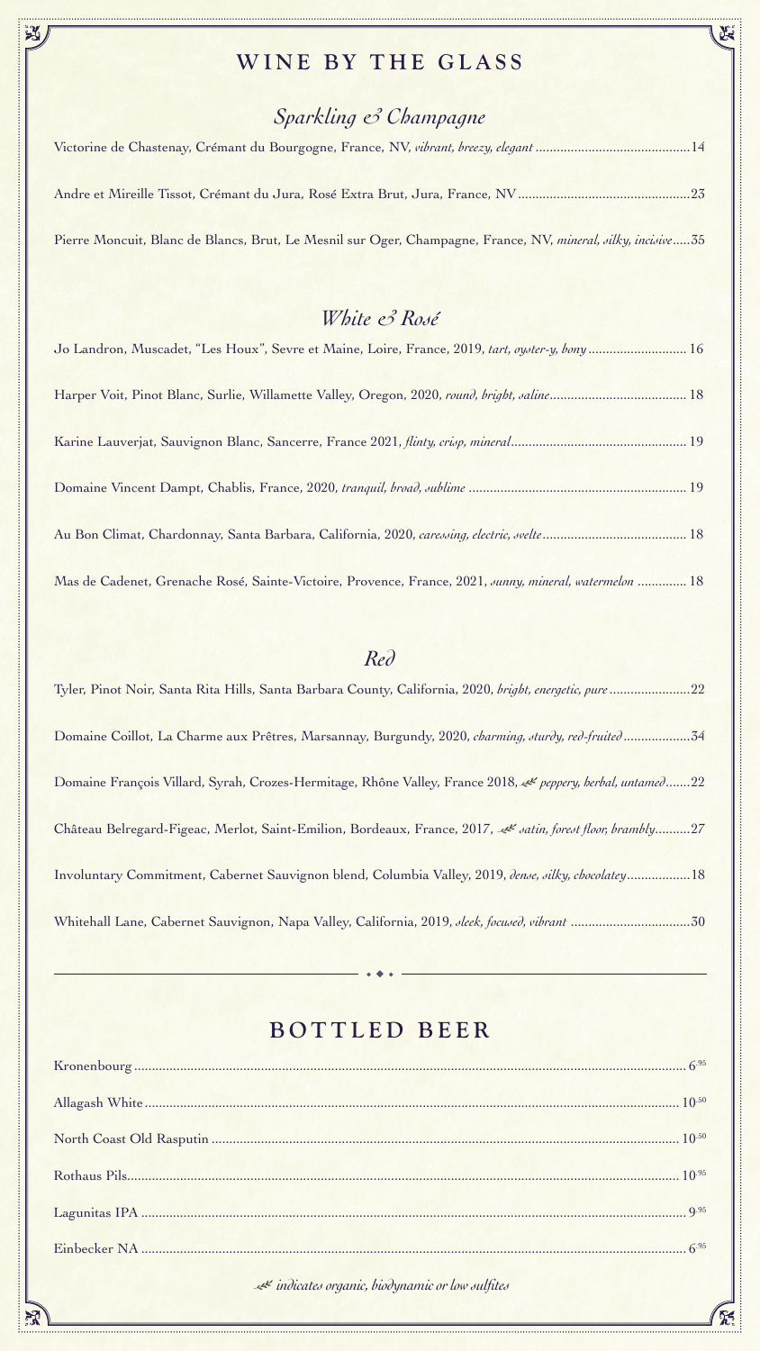# WINE BY THE GLASS

## *Sparkling & Champagne*

Victorine de Chastenay, Crémant du Bourgogne, France, NV, *vibrant, breezy, elegant* ....... 14

Andre et Mireille Tissot, Crémant du Jura, Rosé Extra Brut, Jura, France, NV ....... 23

Pierre Moncuit, Blanc de Blancs, Brut, Le Mesnil sur Oger, Champagne, France, NV, *mineral, silky, incisive* ..... 35

## *White & Rosé*

Jo Landron, Muscadet, "Les Houx", Sevre et Maine, Loire, France, 2019, *tart, oyster-y, bony* ....... 16

Harper Voit, Pinot Blanc, Surlie, Willamette Valley, Oregon, 2020, *round, bright, saline* ....... 18

Karine Lauverjat, Sauvignon Blanc, Sancerre, France 2021, *flinty, crisp, mineral* ....... 19

Domaine Vincent Dampt, Chablis, France, 2020, *tranquil, broad, sublime* ....... 19

Au Bon Climat, Chardonnay, Santa Barbara, California, 2020, *caressing, electric, svelte* ....... 18

Mas de Cadenet, Grenache Rosé, Sainte-Victoire, Provence, France, 2021, *sunny, mineral, watermelon* ....... 18

## *Red*

Tyler, Pinot Noir, Santa Rita Hills, Santa Barbara County, California, 2020, *bright, energetic, pure* ....... 22

Domaine Coillot, La Charme aux Prêtres, Marsannay, Burgundy, 2020, *charming, sturdy, red-fruited* ....... 34

Domaine François Villard, Syrah, Crozes-Hermitage, Rhône Valley, France 2018, ❦ *peppery, herbal, untamed* ....... 22

Château Belregard-Figeac, Merlot, Saint-Emilion, Bordeaux, France, 2017, ❦ *satin, forest floor, brambly* ....... 27

Involuntary Commitment, Cabernet Sauvignon blend, Columbia Valley, 2019, *dense, silky, chocolatey* ....... 18

Whitehall Lane, Cabernet Sauvignon, Napa Valley, California, 2019, *sleek, focused, vibrant* ....... 30

---

# BOTTLED BEER

Kronenbourg ....... 6.95

Allagash White ....... 10.50

North Coast Old Rasputin ....... 10.50

Rothaus Pils ....... 10.95

Lagunitas IPA ....... 9.95

Einbecker NA ....... 6.95

❦ *indicates organic, biodynamic or low sulfites*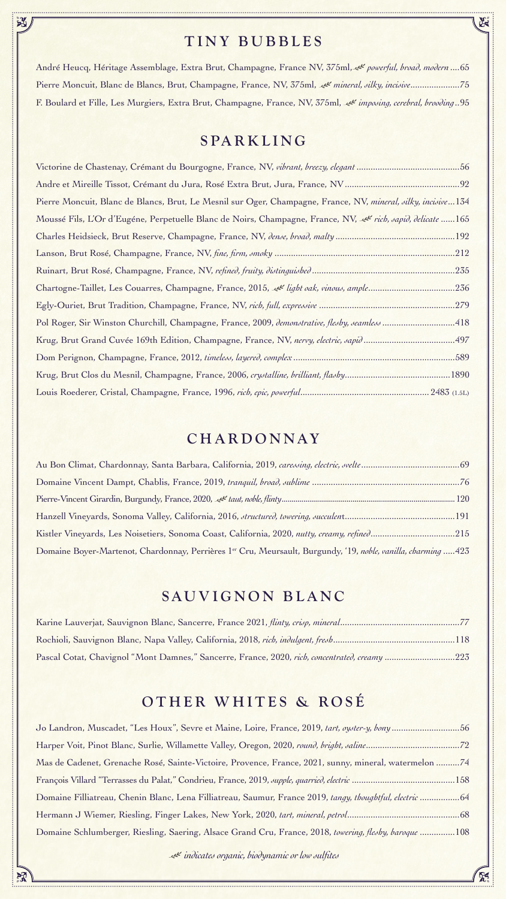## TINY BUBBLES

André Heucq, Héritage Assemblage, Extra Brut, Champagne, France NV, 375ml, ❧ *powerful, broad, modern* ....65

Pierre Moncuit, Blanc de Blancs, Brut, Champagne, France, NV, 375ml, ❧ *mineral, silky, incisive*....................75

F. Boulard et Fille, Les Murgiers, Extra Brut, Champagne, France, NV, 375ml, ❧ *imposing, cerebral, brooding*..95

## SPARKLING

Victorine de Chastenay, Crémant du Bourgogne, France, NV, *vibrant, breezy, elegant* ..........................................56

Andre et Mireille Tissot, Crémant du Jura, Rosé Extra Brut, Jura, France, NV ................................................92

Pierre Moncuit, Blanc de Blancs, Brut, Le Mesnil sur Oger, Champagne, France, NV, *mineral, silky, incisive*...134

Moussé Fils, L'Or d'Eugéne, Perpetuelle Blanc de Noirs, Champagne, France, NV, ❧ *rich, sapid, delicate* ......165

Charles Heidsieck, Brut Reserve, Champagne, France, NV, *dense, broad, malty* ..................................................192

Lanson, Brut Rosé, Champagne, France, NV, *fine, firm, smoky* ............................................................................212

Ruinart, Brut Rosé, Champagne, France, NV, *refined, fruity, distinguished* ............................................................235

Chartogne-Taillet, Les Couarres, Champagne, France, 2015, ❧ *light oak, vinous, ample*....................................236

Egly-Ouriet, Brut Tradition, Champagne, France, NV, *rich, full, expressive* .........................................................279

Pol Roger, Sir Winston Churchill, Champagne, France, 2009, *demonstrative, fleshy, seamless* ..............................418

Krug, Brut Grand Cuvée 169th Edition, Champagne, France, NV, *nervy, electric, sapid* ......................................497

Dom Perignon, Champagne, France, 2012, *timeless, layered, complex* ....................................................................589

Krug, Brut Clos du Mesnil, Champagne, France, 2006, *crystalline, brilliant, flashy*............................................1890

Louis Roederer, Cristal, Champagne, France, 1996, *rich, epic, powerful*...................................................... 2483 (1.5L)

## CHARDONNAY

Au Bon Climat, Chardonnay, Santa Barbara, California, 2019, *caressing, electric, svelte*..........................................69

Domaine Vincent Dampt, Chablis, France, 2019, *tranquil, broad, sublime* ..............................................................76

Pierre-Vincent Girardin, Burgundy, France, 2020, ❧ *taut, noble, flinty*..................................................................120

Hanzell Vineyards, Sonoma Valley, California, 2016, *structured, towering, succulent*..............................................191

Kistler Vineyards, Les Noisetiers, Sonoma Coast, California, 2020, *nutty, creamy, refined*...................................215

Domaine Boyer-Martenot, Chardonnay, Perrières 1er Cru, Meursault, Burgundy, '19, *noble, vanilla, charming* .....423

## SAUVIGNON BLANC

Karine Lauverjat, Sauvignon Blanc, Sancerre, France 2021, *flinty, crisp, mineral*..................................................77

Rochioli, Sauvignon Blanc, Napa Valley, California, 2018, *rich, indulgent, fresh*...................................................118

Pascal Cotat, Chavignol "Mont Damnes," Sancerre, France, 2020, *rich, concentrated, creamy* .............................223

## OTHER WHITES & ROSÉ

Jo Landron, Muscadet, "Les Houx", Sevre et Maine, Loire, France, 2019, *tart, oyster-y, bony* ............................56

Harper Voit, Pinot Blanc, Surlie, Willamette Valley, Oregon, 2020, *round, bright, saline*.......................................72

Mas de Cadenet, Grenache Rosé, Sainte-Victoire, Provence, France, 2021, sunny, mineral, watermelon ..........74

François Villard "Terrasses du Palat," Condrieu, France, 2019, *supple, quarried, electric* ...........................................158

Domaine Filliatreau, Chenin Blanc, Lena Filliatreau, Saumur, France 2019, *tangy, thoughtful, electric* ................64

Hermann J Wiemer, Riesling, Finger Lakes, New York, 2020, *tart, mineral, petrol*...............................................68

Domaine Schlumberger, Riesling, Saering, Alsace Grand Cru, France, 2018, *towering, fleshy, baroque* ...............108

❧ *indicates organic, biodynamic or low sulfites*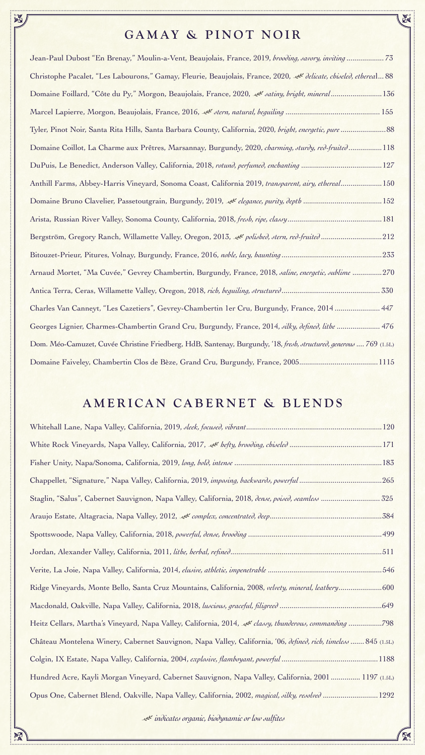## GAMAY & PINOT NOIR

Jean-Paul Dubost "En Brenay," Moulin-a-Vent, Beaujolais, France, 2019, *brooding, savory, inviting* .................. 73

Christophe Pacalet, "Les Labourons," Gamay, Fleurie, Beaujolais, France, 2020, ❦ *delicate, chiseled, ethereal*... 88

Domaine Foillard, "Côte du Py," Morgon, Beaujolais, France, 2020, ❦ *satiny, bright, mineral*.......................... 136

Marcel Lapierre, Morgon, Beaujolais, France, 2016, ❦ *stern, natural, beguiling* ............................................... 155

Tyler, Pinot Noir, Santa Rita Hills, Santa Barbara County, California, 2020, *bright, energetic, pure* ....................... 88

Domaine Coillot, La Charme aux Prêtres, Marsannay, Burgundy, 2020, *charming, sturdy, red-fruited*................. 118

DuPuis, Le Benedict, Anderson Valley, California, 2018, *rotund, perfumed, enchanting* ......................................... 127

Anthill Farms, Abbey-Harris Vineyard, Sonoma Coast, California 2019, *transparent, airy, ethereal*..................... 150

Domaine Bruno Clavelier, Passetoutgrain, Burgundy, 2019, ❦ *elegance, purity, depth* ....................................... 152

Arista, Russian River Valley, Sonoma County, California, 2018, *fresh, ripe, classy*............................................... 181

Bergström, Gregory Ranch, Willamette Valley, Oregon, 2013, ❦ *polished, stern, red-fruited* ............................... 212

Bitouzet-Prieur, Pitures, Volnay, Burgundy, France, 2016, *noble, lacy, haunting* .................................................. 233

Arnaud Mortet, "Ma Cuvée," Gevrey Chambertin, Burgundy, France, 2018, *saline, energetic, sublime* ............... 270

Antica Terra, Ceras, Willamette Valley, Oregon, 2018, *rich, beguiling, structured*................................................. 330

Charles Van Canneyt, "Les Cazetiers", Gevrey-Chambertin 1er Cru, Burgundy, France, 2014 ....................... 447

Georges Lignier, Charmes-Chambertin Grand Cru, Burgundy, France, 2014, *silky, defined, lithe* ...................... 476

Dom. Méo-Camuzet, Cuvée Christine Friedberg, HdB, Santenay, Burgundy, '18, *fresh, structured, generous* .... 769 (1.5L)

Domaine Faiveley, Chambertin Clos de Bèze, Grand Cru, Burgundy, France, 2005....................................... 1115

## AMERICAN CABERNET & BLENDS

Whitehall Lane, Napa Valley, California, 2019, *sleek, focused, vibrant*.................................................................... 120

White Rock Vineyards, Napa Valley, California, 2017, ❦ *hefty, brooding, chiseled* .............................................. 171

Fisher Unity, Napa/Sonoma, California, 2019, *long, bold, intense* .......................................................................... 183

Chappellet, "Signature," Napa Valley, California, 2019, *imposing, backwards, powerful* .......................................... 265

Staglin, "Salus", Cabernet Sauvignon, Napa Valley, California, 2018, *dense, poised, seamless* ............................. 325

Araujo Estate, Altagracia, Napa Valley, 2012, ❦ *complex, concentrated, deep*......................................................... 384

Spottswoode, Napa Valley, California, 2018, *powerful, dense, brooding* .................................................................... 499

Jordan, Alexander Valley, California, 2011, *lithe, herbal, refined*............................................................................ 511

Verite, La Joie, Napa Valley, California, 2014, *elusive, athletic, impenetrable* .......................................................... 546

Ridge Vineyards, Monte Bello, Santa Cruz Mountains, California, 2008, *velvety, mineral, leathery*..................... 600

Macdonald, Oakville, Napa Valley, California, 2018, *luscious, graceful, filigreed* ................................................... 649

Heitz Cellars, Martha's Vineyard, Napa Valley, California, 2014, ❦ *classy, thunderous, commanding* ................. 798

Château Montelena Winery, Cabernet Sauvignon, Napa Valley, California, '06, *defined, rich, timeless* ....... 845 (1.5L)

Colgin, IX Estate, Napa Valley, California, 2004, *explosive, flamboyant, powerful* ................................................. 1188

Hundred Acre, Kayli Morgan Vineyard, Cabernet Sauvignon, Napa Valley, California, 2001 .............. 1197 (1.5L)

Opus One, Cabernet Blend, Oakville, Napa Valley, California, 2002, *magical, silky, resolved* ........................... 1292

❦ *indicates organic, biodynamic or low sulfites*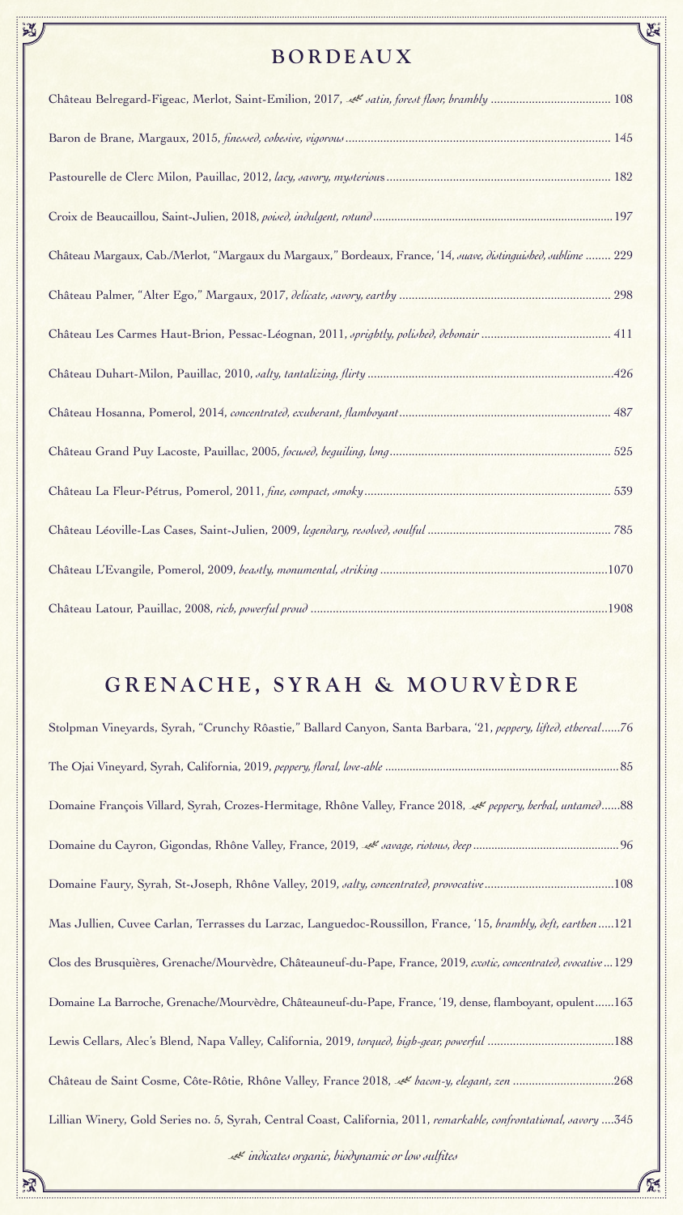## BORDEAUX

Château Belregard-Figeac, Merlot, Saint-Emilion, 2017, ❦ *satin, forest floor, brambly* ...................................... 108

Baron de Brane, Margaux, 2015, *finessed, cohesive, vigorous* .................................................................................. 145

Pastourelle de Clerc Milon, Pauillac, 2012, *lacy, savory, mysterious* ...................................................................... 182

Croix de Beaucaillou, Saint-Julien, 2018, *poised, indulgent, rotund* ........................................................................... 197

Château Margaux, Cab./Merlot, "Margaux du Margaux," Bordeaux, France, '14, *suave, distinguished, sublime* ........ 229

Château Palmer, "Alter Ego," Margaux, 2017, *delicate, savory, earthy* .................................................................. 298

Château Les Carmes Haut-Brion, Pessac-Léognan, 2011, *sprightly, polished, debonair* ......................................... 411

Château Duhart-Milon, Pauillac, 2010, *salty, tantalizing, flirty* ............................................................................ 426

Château Hosanna, Pomerol, 2014, *concentrated, exuberant, flamboyant* .................................................................. 487

Château Grand Puy Lacoste, Pauillac, 2005, *focused, beguiling, long* ..................................................................... 525

Château La Fleur-Pétrus, Pomerol, 2011, *fine, compact, smoky* ............................................................................. 539

Château Léoville-Las Cases, Saint-Julien, 2009, *legendary, resolved, soulful* .......................................................... 785

Château L'Evangile, Pomerol, 2009, *beastly, monumental, striking* ........................................................................ 1070

Château Latour, Pauillac, 2008, *rich, powerful proud* ............................................................................................ 1908

## GRENACHE, SYRAH & MOURVÈDRE

Stolpman Vineyards, Syrah, "Crunchy Rôastie," Ballard Canyon, Santa Barbara, '21, *peppery, lifted, ethereal* ...... 76

The Ojai Vineyard, Syrah, California, 2019, *peppery, floral, love-able* ........................................................................... 85

Domaine François Villard, Syrah, Crozes-Hermitage, Rhône Valley, France 2018, ❦ *peppery, herbal, untamed* ...... 88

Domaine du Cayron, Gigondas, Rhône Valley, France, 2019, ❦ *savage, riotous, deep* ............................................... 96

Domaine Faury, Syrah, St-Joseph, Rhône Valley, 2019, *salty, concentrated, provocative* ......................................... 108

Mas Jullien, Cuvee Carlan, Terrasses du Larzac, Languedoc-Roussillon, France, '15, *brambly, deft, earthen* ..... 121

Clos des Brusquières, Grenache/Mourvèdre, Châteauneuf-du-Pape, France, 2019, *exotic, concentrated, evocative* ... 129

Domaine La Barroche, Grenache/Mourvèdre, Châteauneuf-du-Pape, France, '19, dense, flamboyant, opulent ...... 163

Lewis Cellars, Alec's Blend, Napa Valley, California, 2019, *torqued, high-gear, powerful* ........................................ 188

Château de Saint Cosme, Côte-Rôtie, Rhône Valley, France 2018, ❦ *bacon-y, elegant, zen* ................................ 268

Lillian Winery, Gold Series no. 5, Syrah, Central Coast, California, 2011, *remarkable, confrontational, savory* .... 345

❦ *indicates organic, biodynamic or low sulfites*